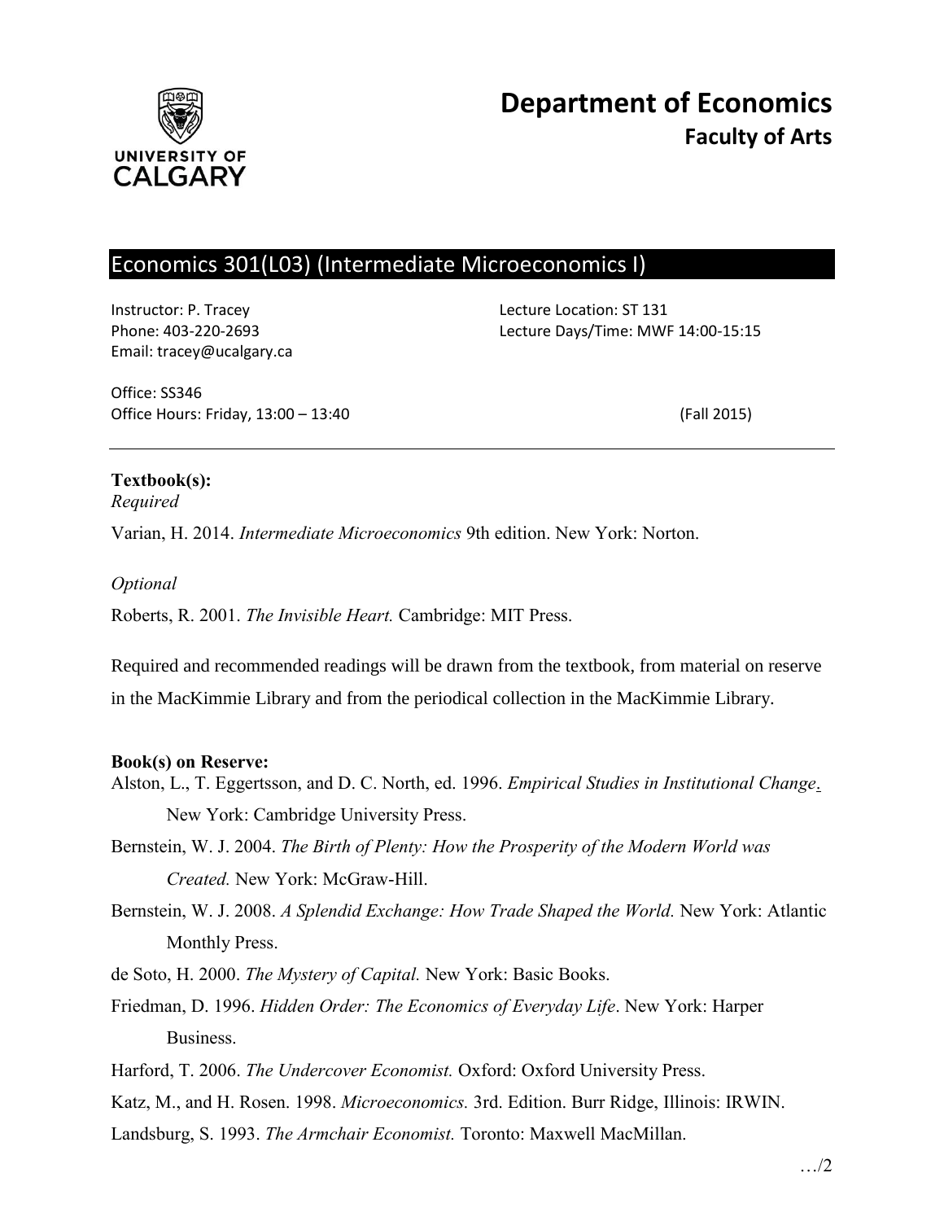# Department of Economics
## Faculty of Arts

UNIVERSITY OF CALGARY

## Economics 301(L03) (Intermediate Microeconomics I)

Instructor: P. Tracey
Phone: 403-220-2693
Email: tracey@ucalgary.ca

Lecture Location: ST 131
Lecture Days/Time: MWF 14:00-15:15

Office: SS346
Office Hours: Friday, 13:00 – 13:40

(Fall 2015)

---

**Textbook(s):**

*Required*

Varian, H. 2014. *Intermediate Microeconomics* 9th edition. New York: Norton.

*Optional*

Roberts, R. 2001. *The Invisible Heart.* Cambridge: MIT Press.

Required and recommended readings will be drawn from the textbook, from material on reserve in the MacKimmie Library and from the periodical collection in the MacKimmie Library.

**Book(s) on Reserve:**

Alston, L., T. Eggertsson, and D. C. North, ed. 1996. *Empirical Studies in Institutional Change*. New York: Cambridge University Press.

Bernstein, W. J. 2004. *The Birth of Plenty: How the Prosperity of the Modern World was Created.* New York: McGraw-Hill.

Bernstein, W. J. 2008. *A Splendid Exchange: How Trade Shaped the World.* New York: Atlantic Monthly Press.

de Soto, H. 2000. *The Mystery of Capital.* New York: Basic Books.

Friedman, D. 1996. *Hidden Order: The Economics of Everyday Life*. New York: Harper Business.

Harford, T. 2006. *The Undercover Economist.* Oxford: Oxford University Press.

Katz, M., and H. Rosen. 1998. *Microeconomics.* 3rd. Edition. Burr Ridge, Illinois: IRWIN.

Landsburg, S. 1993. *The Armchair Economist.* Toronto: Maxwell MacMillan.

…/2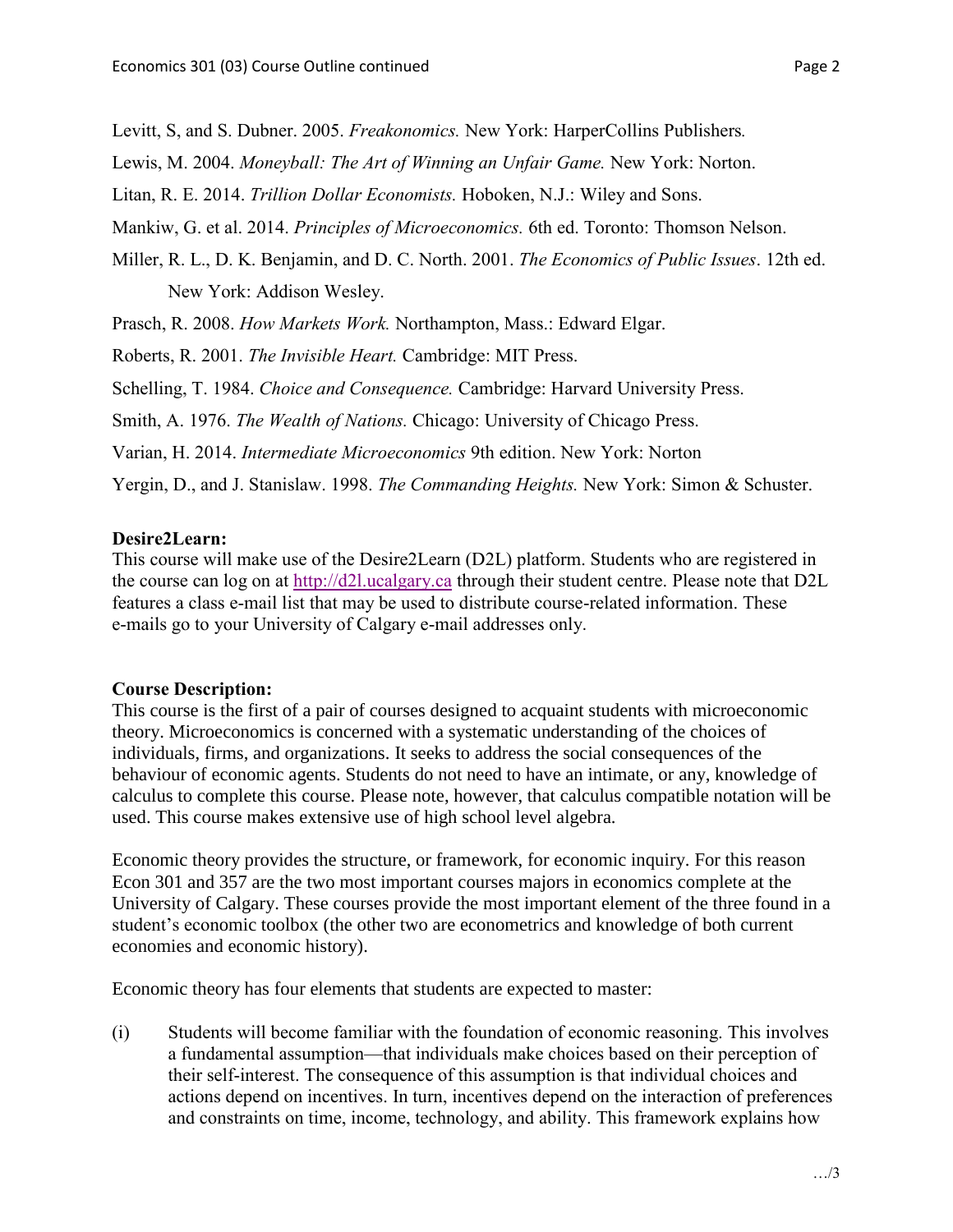Levitt, S, and S. Dubner. 2005. *Freakonomics.* New York: HarperCollins Publishers.

Lewis, M. 2004. *Moneyball: The Art of Winning an Unfair Game.* New York: Norton.

Litan, R. E. 2014. *Trillion Dollar Economists.* Hoboken, N.J.: Wiley and Sons.

Mankiw, G. et al. 2014. *Principles of Microeconomics.* 6th ed. Toronto: Thomson Nelson.

Miller, R. L., D. K. Benjamin, and D. C. North. 2001. *The Economics of Public Issues*. 12th ed. New York: Addison Wesley.

Prasch, R. 2008. *How Markets Work.* Northampton, Mass.: Edward Elgar.

Roberts, R. 2001. *The Invisible Heart.* Cambridge: MIT Press.

Schelling, T. 1984. *Choice and Consequence.* Cambridge: Harvard University Press.

Smith, A. 1976. *The Wealth of Nations.* Chicago: University of Chicago Press.

Varian, H. 2014. *Intermediate Microeconomics* 9th edition. New York: Norton

Yergin, D., and J. Stanislaw. 1998. *The Commanding Heights.* New York: Simon & Schuster.

**Desire2Learn:**

This course will make use of the Desire2Learn (D2L) platform. Students who are registered in the course can log on at http://d2l.ucalgary.ca through their student centre. Please note that D2L features a class e-mail list that may be used to distribute course-related information. These e-mails go to your University of Calgary e-mail addresses only.

**Course Description:**

This course is the first of a pair of courses designed to acquaint students with microeconomic theory. Microeconomics is concerned with a systematic understanding of the choices of individuals, firms, and organizations. It seeks to address the social consequences of the behaviour of economic agents. Students do not need to have an intimate, or any, knowledge of calculus to complete this course. Please note, however, that calculus compatible notation will be used. This course makes extensive use of high school level algebra.

Economic theory provides the structure, or framework, for economic inquiry. For this reason Econ 301 and 357 are the two most important courses majors in economics complete at the University of Calgary. These courses provide the most important element of the three found in a student's economic toolbox (the other two are econometrics and knowledge of both current economies and economic history).

Economic theory has four elements that students are expected to master:

(i) Students will become familiar with the foundation of economic reasoning. This involves a fundamental assumption—that individuals make choices based on their perception of their self-interest. The consequence of this assumption is that individual choices and actions depend on incentives. In turn, incentives depend on the interaction of preferences and constraints on time, income, technology, and ability. This framework explains how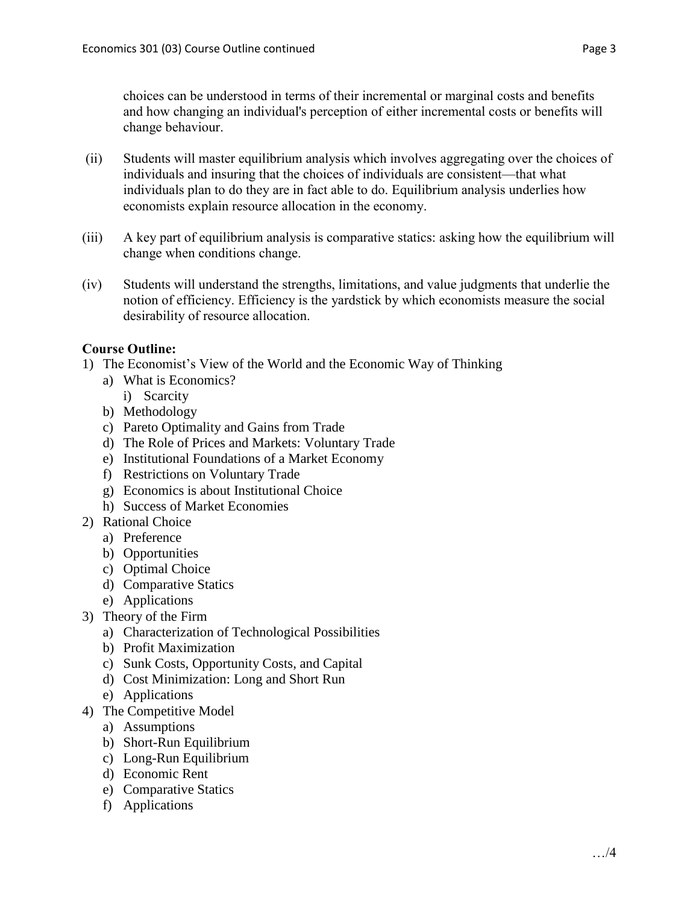choices can be understood in terms of their incremental or marginal costs and benefits and how changing an individual's perception of either incremental costs or benefits will change behaviour.

(ii) Students will master equilibrium analysis which involves aggregating over the choices of individuals and insuring that the choices of individuals are consistent—that what individuals plan to do they are in fact able to do. Equilibrium analysis underlies how economists explain resource allocation in the economy.

(iii) A key part of equilibrium analysis is comparative statics: asking how the equilibrium will change when conditions change.

(iv) Students will understand the strengths, limitations, and value judgments that underlie the notion of efficiency. Efficiency is the yardstick by which economists measure the social desirability of resource allocation.

**Course Outline:**

1) The Economist's View of the World and the Economic Way of Thinking
   a) What is Economics?
      i) Scarcity
   b) Methodology
   c) Pareto Optimality and Gains from Trade
   d) The Role of Prices and Markets: Voluntary Trade
   e) Institutional Foundations of a Market Economy
   f) Restrictions on Voluntary Trade
   g) Economics is about Institutional Choice
   h) Success of Market Economies
2) Rational Choice
   a) Preference
   b) Opportunities
   c) Optimal Choice
   d) Comparative Statics
   e) Applications
3) Theory of the Firm
   a) Characterization of Technological Possibilities
   b) Profit Maximization
   c) Sunk Costs, Opportunity Costs, and Capital
   d) Cost Minimization: Long and Short Run
   e) Applications
4) The Competitive Model
   a) Assumptions
   b) Short-Run Equilibrium
   c) Long-Run Equilibrium
   d) Economic Rent
   e) Comparative Statics
   f) Applications

…/4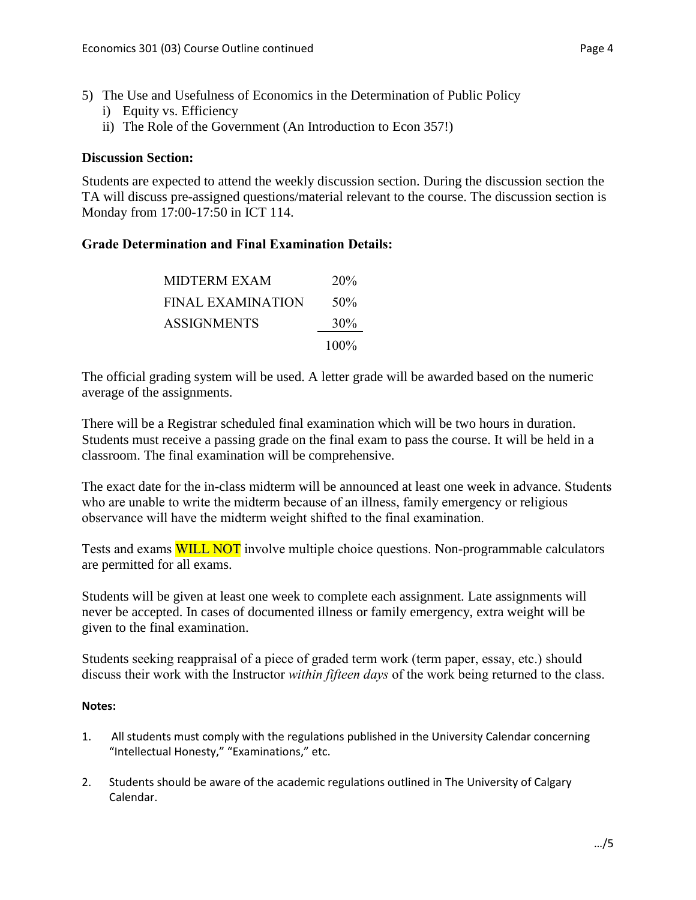5) The Use and Usefulness of Economics in the Determination of Public Policy
   i) Equity vs. Efficiency
   ii) The Role of the Government (An Introduction to Econ 357!)

**Discussion Section:**

Students are expected to attend the weekly discussion section. During the discussion section the TA will discuss pre-assigned questions/material relevant to the course. The discussion section is Monday from 17:00-17:50 in ICT 114.

**Grade Determination and Final Examination Details:**

| | |
|---|---|
| MIDTERM EXAM | 20% |
| FINAL EXAMINATION | 50% |
| ASSIGNMENTS | 30% |
| | 100% |

The official grading system will be used. A letter grade will be awarded based on the numeric average of the assignments.

There will be a Registrar scheduled final examination which will be two hours in duration. Students must receive a passing grade on the final exam to pass the course. It will be held in a classroom. The final examination will be comprehensive.

The exact date for the in-class midterm will be announced at least one week in advance. Students who are unable to write the midterm because of an illness, family emergency or religious observance will have the midterm weight shifted to the final examination.

Tests and exams WILL NOT involve multiple choice questions. Non-programmable calculators are permitted for all exams.

Students will be given at least one week to complete each assignment. Late assignments will never be accepted. In cases of documented illness or family emergency, extra weight will be given to the final examination.

Students seeking reappraisal of a piece of graded term work (term paper, essay, etc.) should discuss their work with the Instructor *within fifteen days* of the work being returned to the class.

**Notes:**

1. All students must comply with the regulations published in the University Calendar concerning "Intellectual Honesty," "Examinations," etc.

2. Students should be aware of the academic regulations outlined in The University of Calgary Calendar.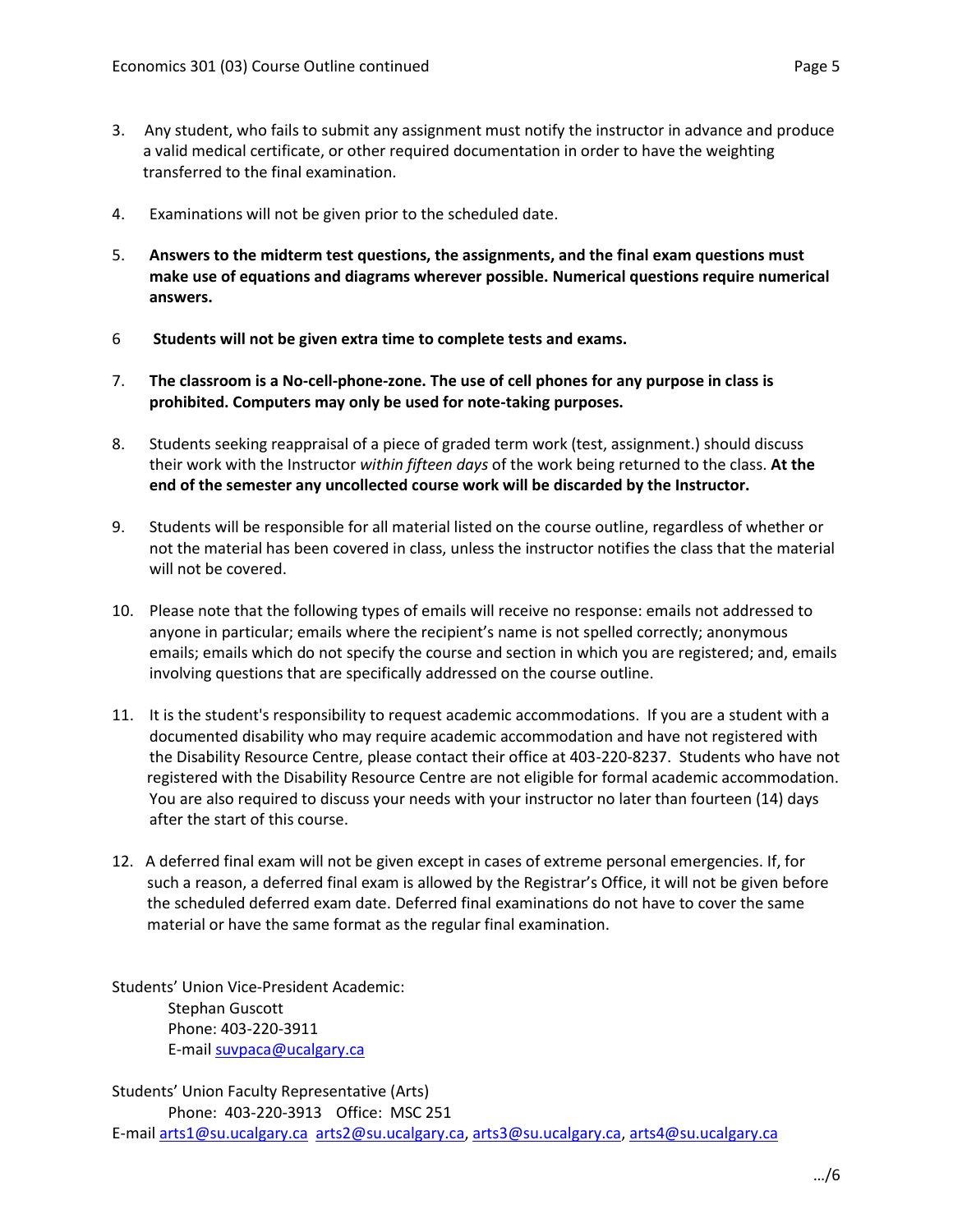3. Any student, who fails to submit any assignment must notify the instructor in advance and produce a valid medical certificate, or other required documentation in order to have the weighting transferred to the final examination.

4. Examinations will not be given prior to the scheduled date.

5. **Answers to the midterm test questions, the assignments, and the final exam questions must make use of equations and diagrams wherever possible. Numerical questions require numerical answers.**

6 **Students will not be given extra time to complete tests and exams.**

7. **The classroom is a No-cell-phone-zone. The use of cell phones for any purpose in class is prohibited. Computers may only be used for note-taking purposes.**

8. Students seeking reappraisal of a piece of graded term work (test, assignment.) should discuss their work with the Instructor *within fifteen days* of the work being returned to the class. **At the end of the semester any uncollected course work will be discarded by the Instructor.**

9. Students will be responsible for all material listed on the course outline, regardless of whether or not the material has been covered in class, unless the instructor notifies the class that the material will not be covered.

10. Please note that the following types of emails will receive no response: emails not addressed to anyone in particular; emails where the recipient's name is not spelled correctly; anonymous emails; emails which do not specify the course and section in which you are registered; and, emails involving questions that are specifically addressed on the course outline.

11. It is the student's responsibility to request academic accommodations. If you are a student with a documented disability who may require academic accommodation and have not registered with the Disability Resource Centre, please contact their office at 403-220-8237. Students who have not registered with the Disability Resource Centre are not eligible for formal academic accommodation. You are also required to discuss your needs with your instructor no later than fourteen (14) days after the start of this course.

12. A deferred final exam will not be given except in cases of extreme personal emergencies. If, for such a reason, a deferred final exam is allowed by the Registrar's Office, it will not be given before the scheduled deferred exam date. Deferred final examinations do not have to cover the same material or have the same format as the regular final examination.

Students' Union Vice-President Academic:
Stephan Guscott
Phone: 403-220-3911
E-mail suvpaca@ucalgary.ca

Students' Union Faculty Representative (Arts)
Phone: 403-220-3913 Office: MSC 251
E-mail arts1@su.ucalgary.ca arts2@su.ucalgary.ca, arts3@su.ucalgary.ca, arts4@su.ucalgary.ca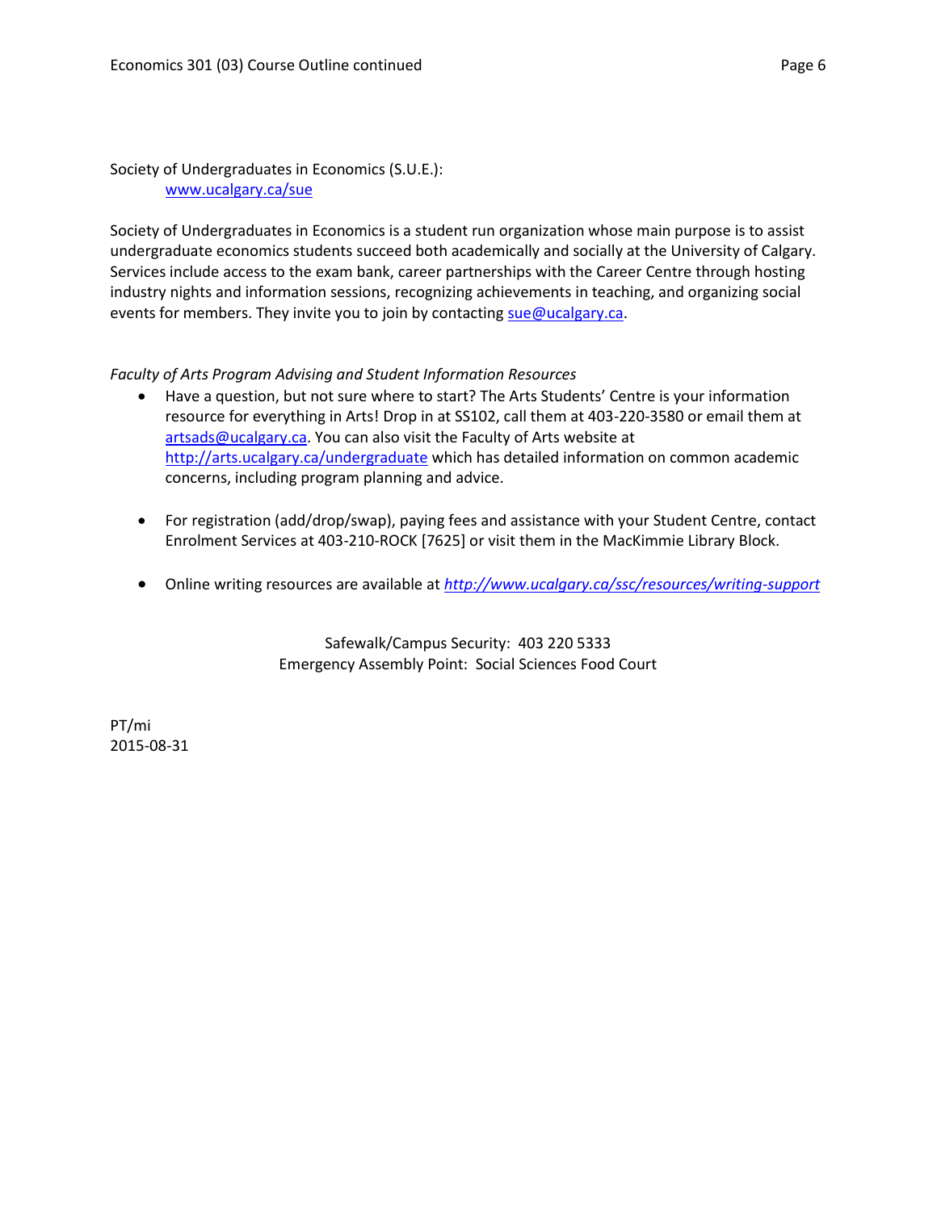Society of Undergraduates in Economics (S.U.E.):
www.ucalgary.ca/sue

Society of Undergraduates in Economics is a student run organization whose main purpose is to assist undergraduate economics students succeed both academically and socially at the University of Calgary. Services include access to the exam bank, career partnerships with the Career Centre through hosting industry nights and information sessions, recognizing achievements in teaching, and organizing social events for members. They invite you to join by contacting sue@ucalgary.ca.

*Faculty of Arts Program Advising and Student Information Resources*

- Have a question, but not sure where to start? The Arts Students' Centre is your information resource for everything in Arts! Drop in at SS102, call them at 403-220-3580 or email them at artsads@ucalgary.ca. You can also visit the Faculty of Arts website at http://arts.ucalgary.ca/undergraduate which has detailed information on common academic concerns, including program planning and advice.

- For registration (add/drop/swap), paying fees and assistance with your Student Centre, contact Enrolment Services at 403-210-ROCK [7625] or visit them in the MacKimmie Library Block.

- Online writing resources are available at *http://www.ucalgary.ca/ssc/resources/writing-support*

Safewalk/Campus Security: 403 220 5333
Emergency Assembly Point: Social Sciences Food Court

PT/mi
2015-08-31